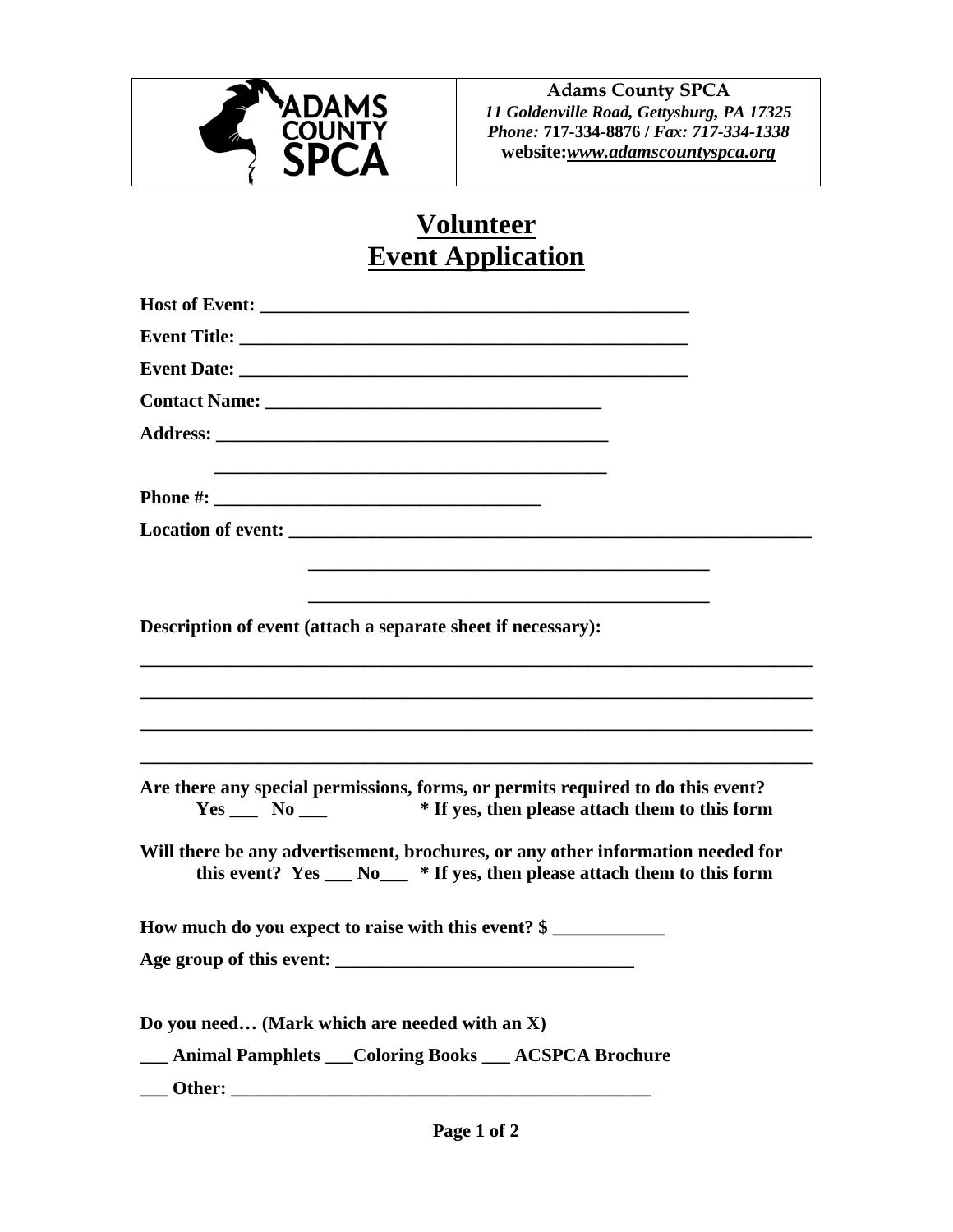**Adams County SPCA**
*11 Goldenville Road, Gettysburg, PA 17325*
*Phone:* **717-334-8876** / *Fax: 717-334-1338*
**website:**[***www.adamscountyspca.org***](http://www.adamscountyspca.org)

# Volunteer Event Application

**Host of Event:** ______________________________________________

**Event Title:** ______________________________________________

**Event Date:** ______________________________________________

**Contact Name:** ____________________________________

**Address:** ___________________________________________

___________________________________________

**Phone #:** ___________________________________

**Location of event:** _________________________________________________________

_____________________________________________

_____________________________________________

**Description of event (attach a separate sheet if necessary):**

___________________________________________________________________________

___________________________________________________________________________

___________________________________________________________________________

___________________________________________________________________________

**Are there any special permissions, forms, or permits required to do this event?**
**Yes ___ No ___ * If yes, then please attach them to this form**

**Will there be any advertisement, brochures, or any other information needed for this event? Yes ___ No___ * If yes, then please attach them to this form**

**How much do you expect to raise with this event? $ ____________**

**Age group of this event:** ________________________________

**Do you need… (Mark which are needed with an X)**

**___ Animal Pamphlets ___Coloring Books ___ ACSPCA Brochure**

**___ Other:** ______________________________________________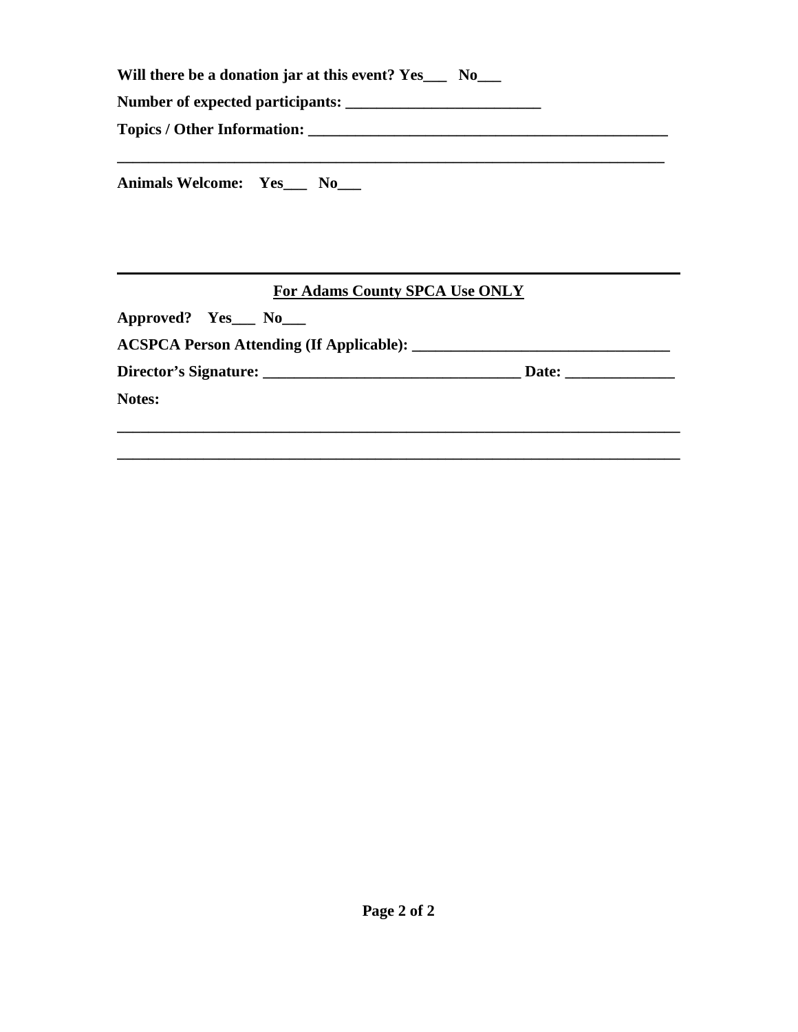**Will there be a donation jar at this event? Yes___ No___**

**Number of expected participants: _________________________**

**Topics / Other Information: _______________________________________________**

**_________________________________________________________________________**

**Animals Welcome: Yes___ No___**

---

**For Adams County SPCA Use ONLY**

**Approved? Yes___ No___**

**ACSPCA Person Attending (If Applicable): ________________________________**

**Director's Signature: ________________________________ Date: _____________**

**Notes:**

**_________________________________________________________________________**

**_________________________________________________________________________**